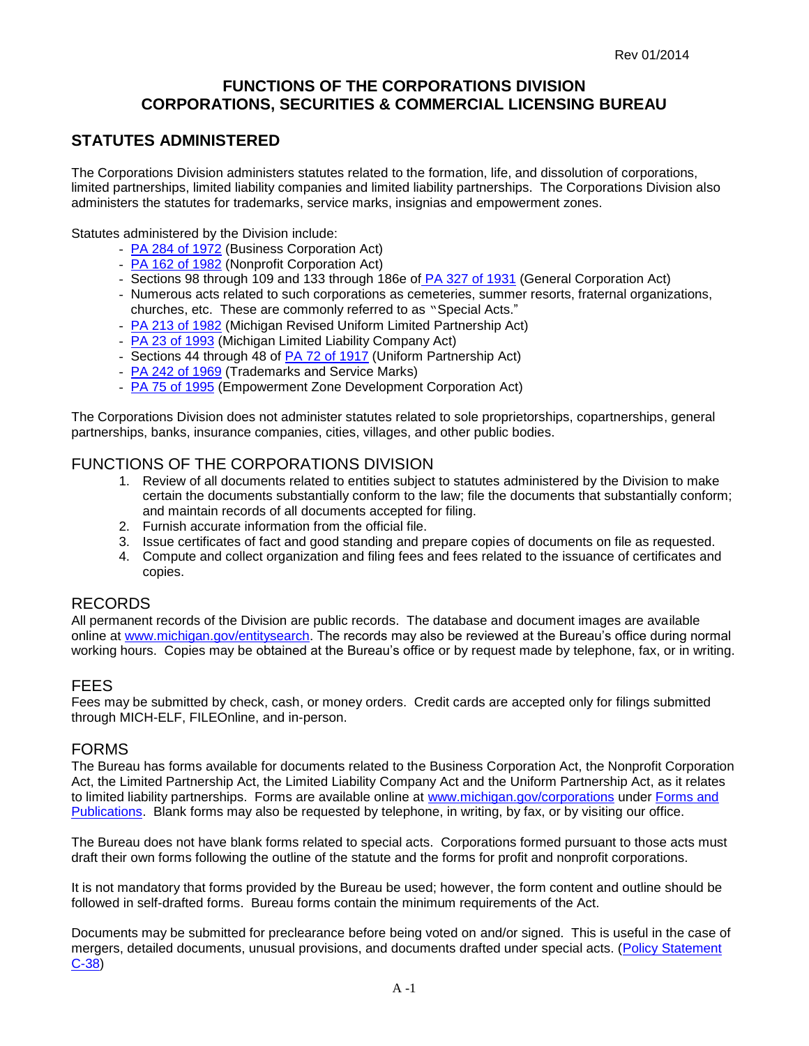Rev 01/2014

# FUNCTIONS OF THE CORPORATIONS DIVISION CORPORATIONS, SECURITIES & COMMERCIAL LICENSING BUREAU

## STATUTES ADMINISTERED

The Corporations Division administers statutes related to the formation, life, and dissolution of corporations, limited partnerships, limited liability companies and limited liability partnerships. The Corporations Division also administers the statutes for trademarks, service marks, insignias and empowerment zones.

Statutes administered by the Division include:

- PA 284 of 1972 (Business Corporation Act)
- PA 162 of 1982 (Nonprofit Corporation Act)
- Sections 98 through 109 and 133 through 186e of PA 327 of 1931 (General Corporation Act)
- Numerous acts related to such corporations as cemeteries, summer resorts, fraternal organizations, churches, etc. These are commonly referred to as "Special Acts."
- PA 213 of 1982 (Michigan Revised Uniform Limited Partnership Act)
- PA 23 of 1993 (Michigan Limited Liability Company Act)
- Sections 44 through 48 of PA 72 of 1917 (Uniform Partnership Act)
- PA 242 of 1969 (Trademarks and Service Marks)
- PA 75 of 1995 (Empowerment Zone Development Corporation Act)

The Corporations Division does not administer statutes related to sole proprietorships, copartnerships, general partnerships, banks, insurance companies, cities, villages, and other public bodies.

## FUNCTIONS OF THE CORPORATIONS DIVISION

1. Review of all documents related to entities subject to statutes administered by the Division to make certain the documents substantially conform to the law; file the documents that substantially conform; and maintain records of all documents accepted for filing.
2. Furnish accurate information from the official file.
3. Issue certificates of fact and good standing and prepare copies of documents on file as requested.
4. Compute and collect organization and filing fees and fees related to the issuance of certificates and copies.

## RECORDS

All permanent records of the Division are public records. The database and document images are available online at www.michigan.gov/entitysearch. The records may also be reviewed at the Bureau's office during normal working hours. Copies may be obtained at the Bureau's office or by request made by telephone, fax, or in writing.

## FEES

Fees may be submitted by check, cash, or money orders. Credit cards are accepted only for filings submitted through MICH-ELF, FILEOnline, and in-person.

## FORMS

The Bureau has forms available for documents related to the Business Corporation Act, the Nonprofit Corporation Act, the Limited Partnership Act, the Limited Liability Company Act and the Uniform Partnership Act, as it relates to limited liability partnerships. Forms are available online at www.michigan.gov/corporations under Forms and Publications. Blank forms may also be requested by telephone, in writing, by fax, or by visiting our office.

The Bureau does not have blank forms related to special acts. Corporations formed pursuant to those acts must draft their own forms following the outline of the statute and the forms for profit and nonprofit corporations.

It is not mandatory that forms provided by the Bureau be used; however, the form content and outline should be followed in self-drafted forms. Bureau forms contain the minimum requirements of the Act.

Documents may be submitted for preclearance before being voted on and/or signed. This is useful in the case of mergers, detailed documents, unusual provisions, and documents drafted under special acts. (Policy Statement C-38)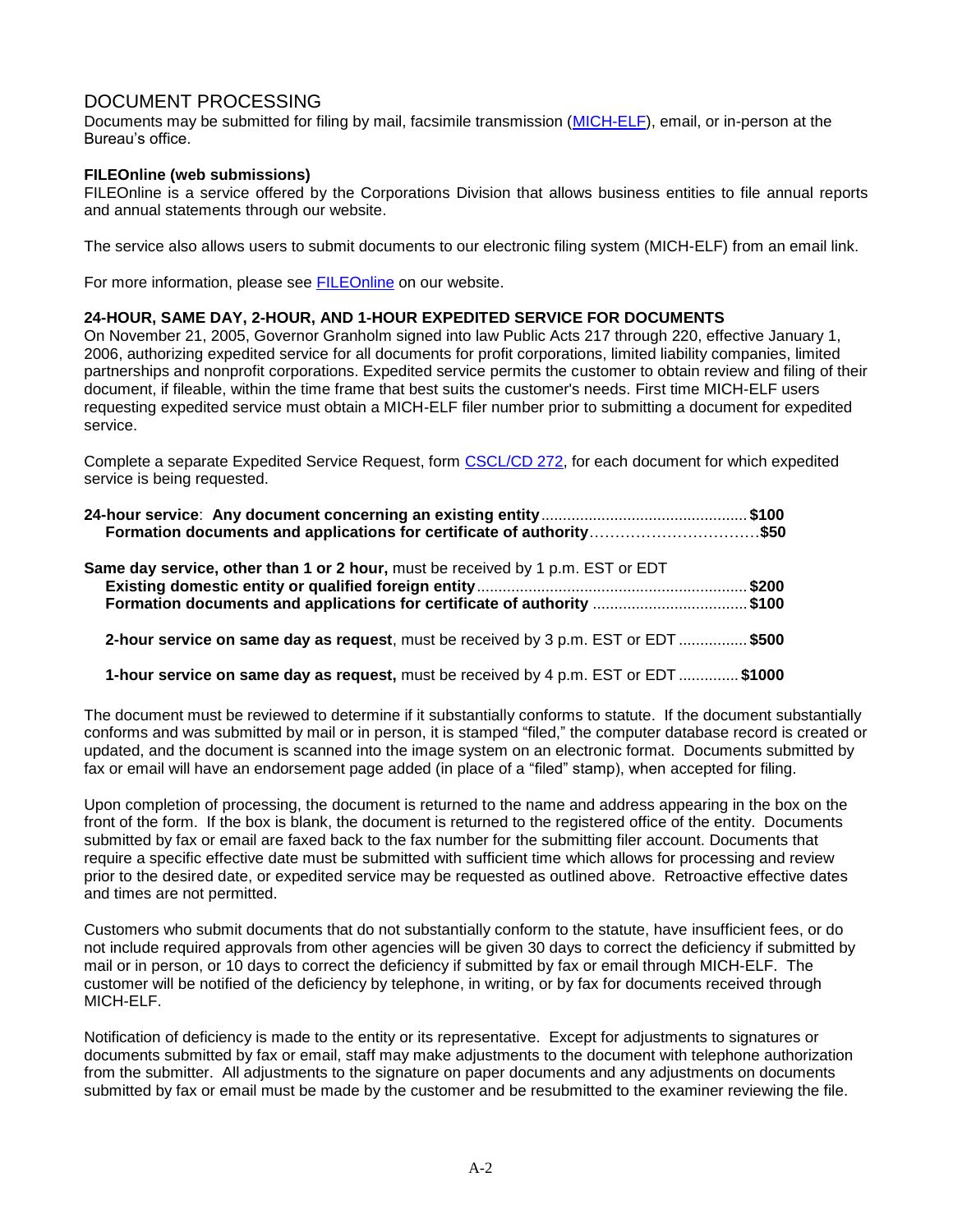## DOCUMENT PROCESSING

Documents may be submitted for filing by mail, facsimile transmission (MICH-ELF), email, or in-person at the Bureau's office.

**FILEOnline (web submissions)**

FILEOnline is a service offered by the Corporations Division that allows business entities to file annual reports and annual statements through our website.

The service also allows users to submit documents to our electronic filing system (MICH-ELF) from an email link.

For more information, please see FILEOnline on our website.

**24-HOUR, SAME DAY, 2-HOUR, AND 1-HOUR EXPEDITED SERVICE FOR DOCUMENTS**

On November 21, 2005, Governor Granholm signed into law Public Acts 217 through 220, effective January 1, 2006, authorizing expedited service for all documents for profit corporations, limited liability companies, limited partnerships and nonprofit corporations. Expedited service permits the customer to obtain review and filing of their document, if fileable, within the time frame that best suits the customer's needs. First time MICH-ELF users requesting expedited service must obtain a MICH-ELF filer number prior to submitting a document for expedited service.

Complete a separate Expedited Service Request, form CSCL/CD 272, for each document for which expedited service is being requested.

**24-hour service**: **Any document concerning an existing entity**............................................... **$100**
    **Formation documents and applications for certificate of authority**…………………………….**$50**

**Same day service, other than 1 or 2 hour,** must be received by 1 p.m. EST or EDT
    **Existing domestic entity or qualified foreign entity**............................................................. **$200**
    **Formation documents and applications for certificate of authority** ................................... **$100**

    **2-hour service on same day as request**, must be received by 3 p.m. EST or EDT ................ **$500**

    **1-hour service on same day as request,** must be received by 4 p.m. EST or EDT .............. **$1000**

The document must be reviewed to determine if it substantially conforms to statute. If the document substantially conforms and was submitted by mail or in person, it is stamped "filed," the computer database record is created or updated, and the document is scanned into the image system on an electronic format. Documents submitted by fax or email will have an endorsement page added (in place of a "filed" stamp), when accepted for filing.

Upon completion of processing, the document is returned to the name and address appearing in the box on the front of the form. If the box is blank, the document is returned to the registered office of the entity. Documents submitted by fax or email are faxed back to the fax number for the submitting filer account. Documents that require a specific effective date must be submitted with sufficient time which allows for processing and review prior to the desired date, or expedited service may be requested as outlined above. Retroactive effective dates and times are not permitted.

Customers who submit documents that do not substantially conform to the statute, have insufficient fees, or do not include required approvals from other agencies will be given 30 days to correct the deficiency if submitted by mail or in person, or 10 days to correct the deficiency if submitted by fax or email through MICH-ELF. The customer will be notified of the deficiency by telephone, in writing, or by fax for documents received through MICH-ELF.

Notification of deficiency is made to the entity or its representative. Except for adjustments to signatures or documents submitted by fax or email, staff may make adjustments to the document with telephone authorization from the submitter. All adjustments to the signature on paper documents and any adjustments on documents submitted by fax or email must be made by the customer and be resubmitted to the examiner reviewing the file.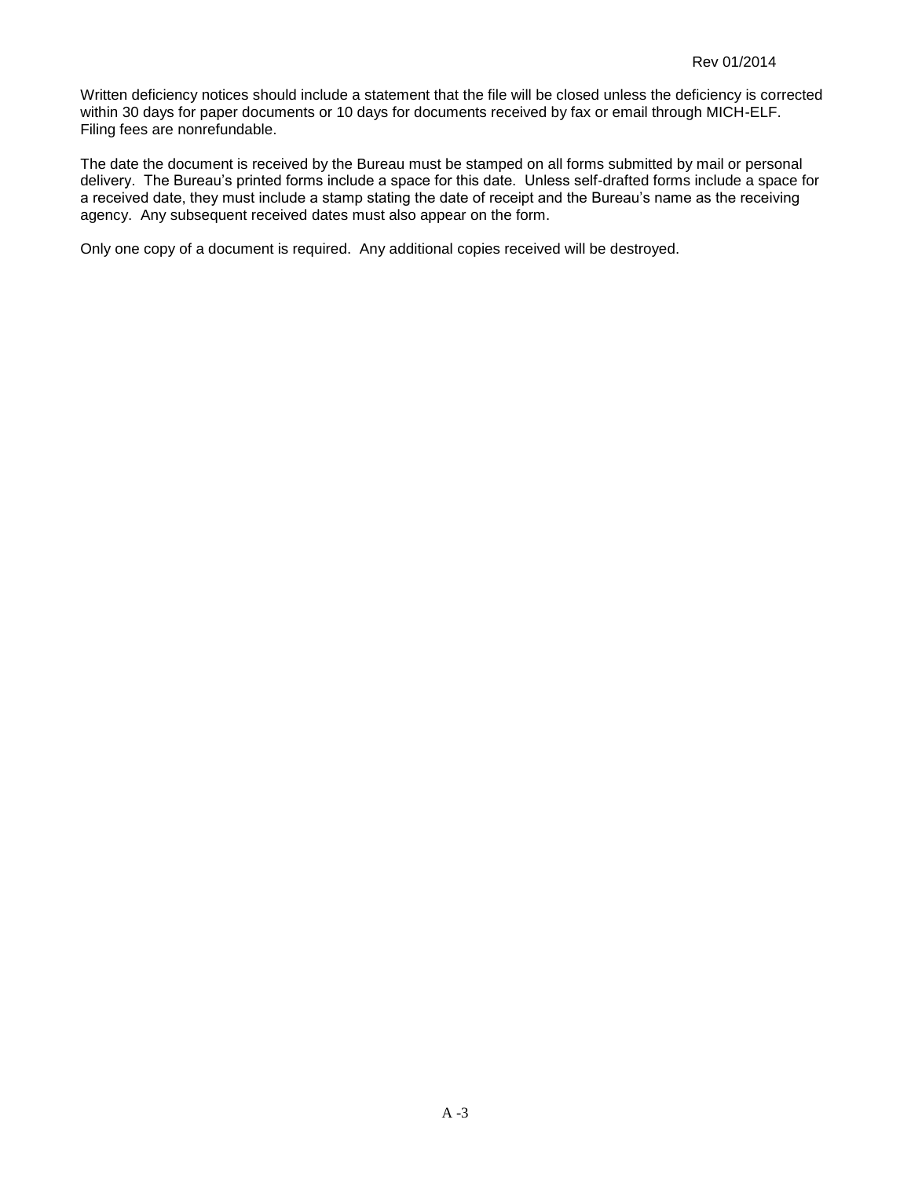Written deficiency notices should include a statement that the file will be closed unless the deficiency is corrected within 30 days for paper documents or 10 days for documents received by fax or email through MICH-ELF. Filing fees are nonrefundable.

The date the document is received by the Bureau must be stamped on all forms submitted by mail or personal delivery. The Bureau's printed forms include a space for this date. Unless self-drafted forms include a space for a received date, they must include a stamp stating the date of receipt and the Bureau's name as the receiving agency. Any subsequent received dates must also appear on the form.

Only one copy of a document is required. Any additional copies received will be destroyed.